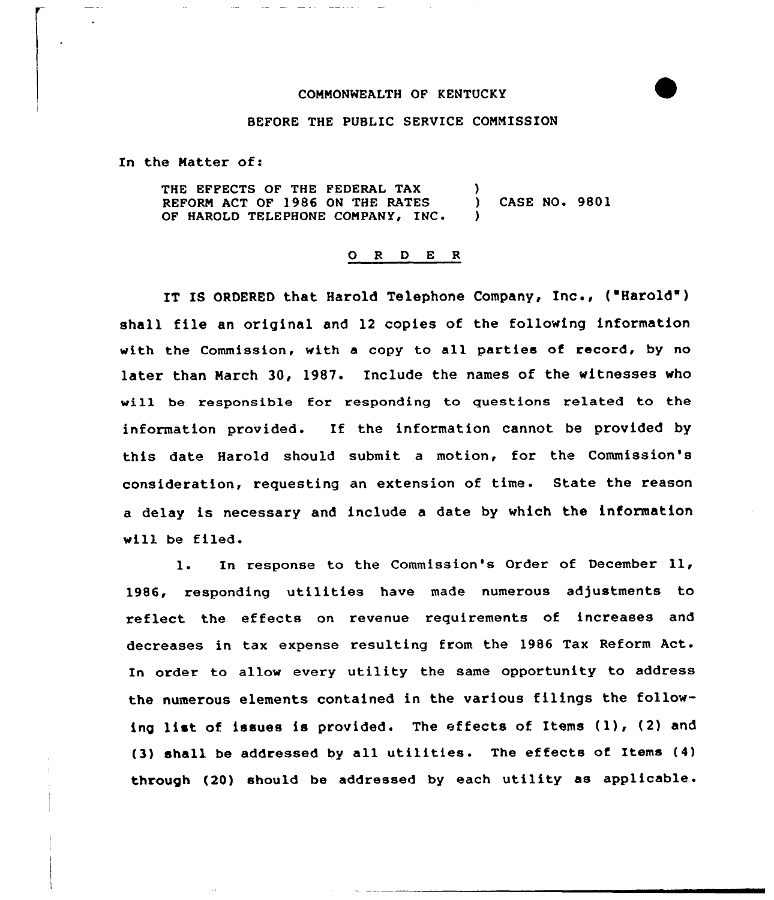COMMONWEALTH OF KENTUCKY

BEFORE THE PUBLIC SERVICE COMMISSION

In the Matter of:

THE EFFECTS OF THE FEDERAL TAX REFORM ACT OF 1986 ON THE RATES OF HAROLD TELEPHONE COMPANY, INC. ) CASE NO. 9801

O R D E R

IT IS ORDERED that Harold Telephone Company, Inc., ("Harold") shall file an original and 12 copies of the following information with the Commission, with a copy to all parties of record, by no later than March 30, 1987. Include the names of the witnesses who will be responsible for responding to questions related to the information provided. If the information cannot be provided by this date Harold should submit a motion, for the Commission's consideration, requesting an extension of time. State the reason a delay is necessary and include a date by which the information will be filed.

1. In response to the Commission's Order of December 11, 1986, responding utilities have made numerous adjustments to reflect the effects on revenue requirements of increases and decreases in tax expense resulting from the 1986 Tax Reform Act. In order to allow every utility the same opportunity to address the numerous elements contained in the various filings the following list of issues is provided. The effects of Items (1), (2) and (3) shall be addressed by all utilities. The effects of Items (4) through (20) should be addressed by each utility as applicable.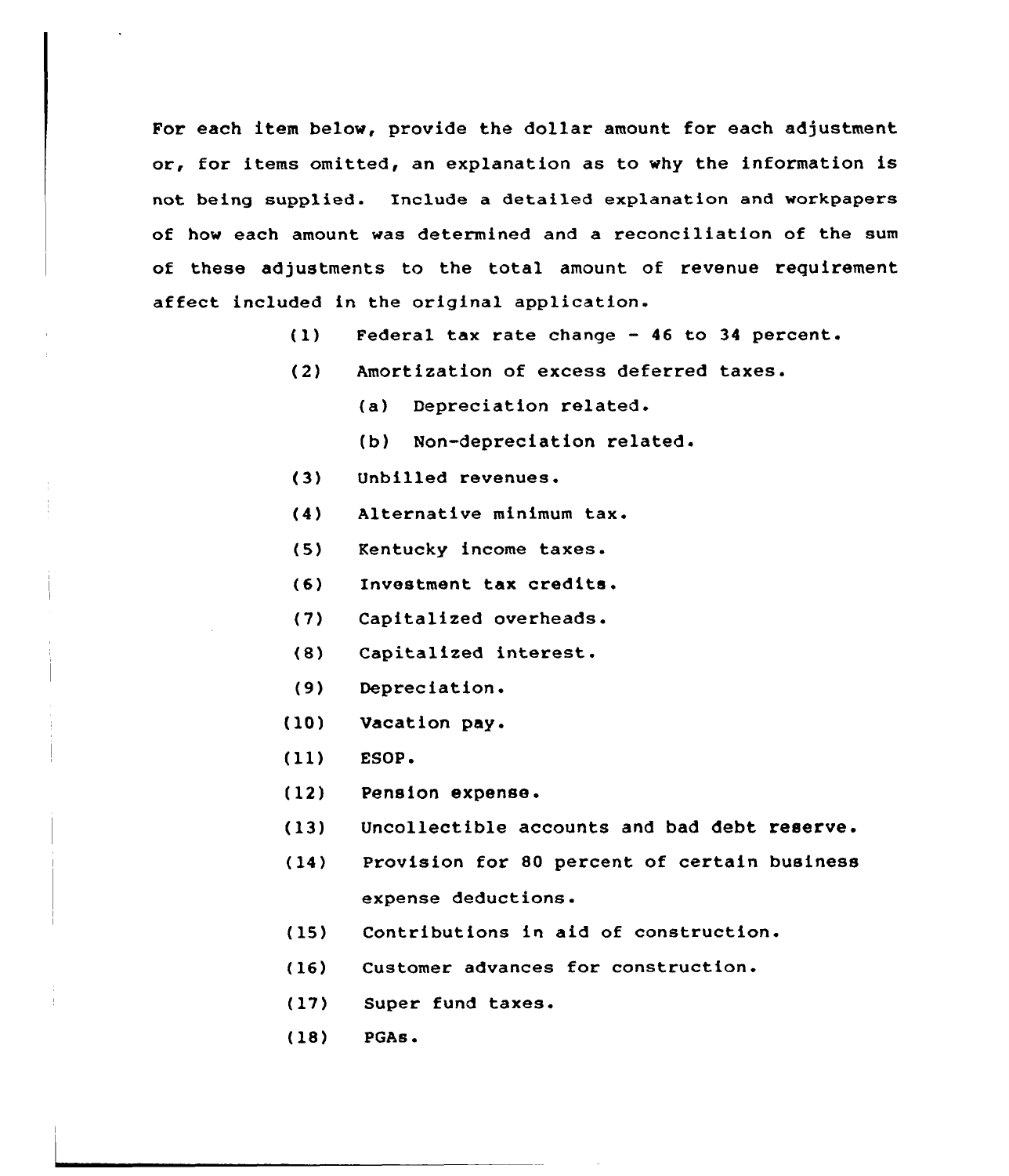For each item below, provide the dollar amount for each adjustment or, for items omitted, an explanation as to why the information is not being supplied. Include a detailed explanation and workpapers of how each amount was determined and a reconciliation of the sum of these adjustments to the total amount of revenue requirement affect included in the original application.

(1) Federal tax rate change - 46 to 34 percent.

(2) Amortization of excess deferred taxes.

  (a) Depreciation related.

  (b) Non-depreciation related.

(3) Unbilled revenues.

(4) Alternative minimum tax.

(5) Kentucky income taxes.

(6) Investment tax credits.

(7) Capitalized overheads.

(8) Capitalized interest.

(9) Depreciation.

(10) Vacation pay.

(11) ESOP.

(12) Pension expense.

(13) Uncollectible accounts and bad debt reserve.

(14) Provision for 80 percent of certain business expense deductions.

(15) Contributions in aid of construction.

(16) Customer advances for construction.

(17) Super fund taxes.

(18) PGAs.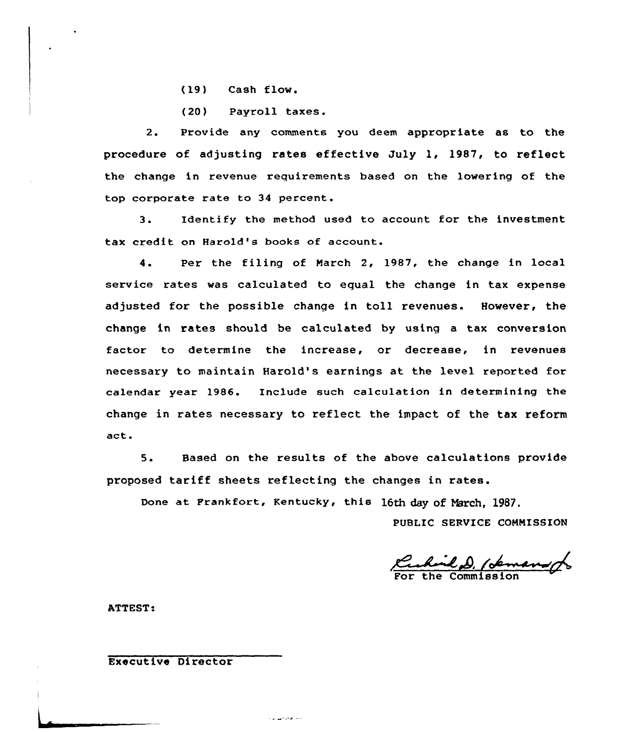(19) Cash flow.

(20) Payroll taxes.

2. Provide any comments you deem appropriate as to the procedure of adjusting rates effective July 1, 1987, to reflect the change in revenue requirements based on the lowering of the top corporate rate to 34 percent.

3. Identify the method used to account for the investment tax credit on Harold's books of account.

4. Per the filing of March 2, 1987, the change in local service rates was calculated to equal the change in tax expense adjusted for the possible change in toll revenues. However, the change in rates should be calculated by using a tax conversion factor to determine the increase, or decrease, in revenues necessary to maintain Harold's earnings at the level reported for calendar year 1986. Include such calculation in determining the change in rates necessary to reflect the impact of the tax reform act.

5. Based on the results of the above calculations provide proposed tariff sheets reflecting the changes in rates.

Done at Frankfort, Kentucky, this 16th day of March, 1987.

PUBLIC SERVICE COMMISSION

For the Commission

ATTEST:

Executive Director